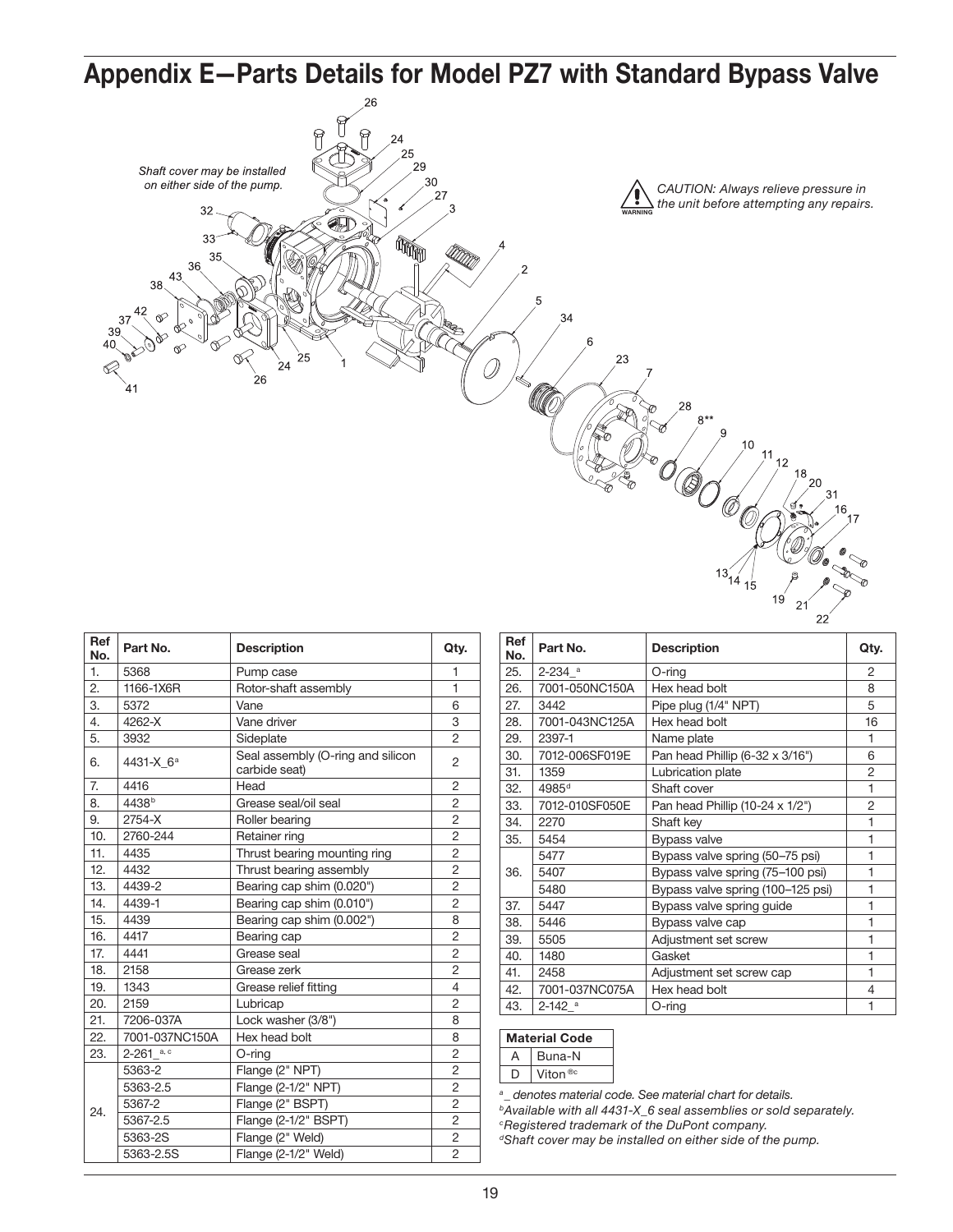# Appendix E—Parts Details for Model PZ7 with Standard Bypass Valve

*Shaft cover may be installed on either side of the pump.*

*CAUTION: Always relieve pressure in the unit before attempting any repairs.*

| Ref No. | Part No. | Description | Qty. |
|---|---|---|---|
| 1. | 5368 | Pump case | 1 |
| 2. | 1166-1X6R | Rotor-shaft assembly | 1 |
| 3. | 5372 | Vane | 6 |
| 4. | 4262-X | Vane driver | 3 |
| 5. | 3932 | Sideplate | 2 |
| 6. | 4431-X_6[a] | Seal assembly (O-ring and silicon carbide seat) | 2 |
| 7. | 4416 | Head | 2 |
| 8. | 4438[b] | Grease seal/oil seal | 2 |
| 9. | 2754-X | Roller bearing | 2 |
| 10. | 2760-244 | Retainer ring | 2 |
| 11. | 4435 | Thrust bearing mounting ring | 2 |
| 12. | 4432 | Thrust bearing assembly | 2 |
| 13. | 4439-2 | Bearing cap shim (0.020") | 2 |
| 14. | 4439-1 | Bearing cap shim (0.010") | 2 |
| 15. | 4439 | Bearing cap shim (0.002") | 8 |
| 16. | 4417 | Bearing cap | 2 |
| 17. | 4441 | Grease seal | 2 |
| 18. | 2158 | Grease zerk | 2 |
| 19. | 1343 | Grease relief fitting | 4 |
| 20. | 2159 | Lubricap | 2 |
| 21. | 7206-037A | Lock washer (3/8") | 8 |
| 22. | 7001-037NC150A | Hex head bolt | 8 |
| 23. | 2-261_[a, c] | O-ring | 2 |
| 24. | 5363-2 | Flange (2" NPT) | 2 |
| | 5363-2.5 | Flange (2-1/2" NPT) | 2 |
| | 5367-2 | Flange (2" BSPT) | 2 |
| | 5367-2.5 | Flange (2-1/2" BSPT) | 2 |
| | 5363-2S | Flange (2" Weld) | 2 |
| | 5363-2.5S | Flange (2-1/2" Weld) | 2 |

| Ref No. | Part No. | Description | Qty. |
|---|---|---|---|
| 25. | 2-234_[a] | O-ring | 2 |
| 26. | 7001-050NC150A | Hex head bolt | 8 |
| 27. | 3442 | Pipe plug (1/4" NPT) | 5 |
| 28. | 7001-043NC125A | Hex head bolt | 16 |
| 29. | 2397-1 | Name plate | 1 |
| 30. | 7012-006SF019E | Pan head Phillip (6-32 x 3/16") | 6 |
| 31. | 1359 | Lubrication plate | 2 |
| 32. | 4985[d] | Shaft cover | 1 |
| 33. | 7012-010SF050E | Pan head Phillip (10-24 x 1/2") | 2 |
| 34. | 2270 | Shaft key | 1 |
| 35. | 5454 | Bypass valve | 1 |
| 36. | 5477 | Bypass valve spring (50–75 psi) | 1 |
| | 5407 | Bypass valve spring (75–100 psi) | 1 |
| | 5480 | Bypass valve spring (100–125 psi) | 1 |
| 37. | 5447 | Bypass valve spring guide | 1 |
| 38. | 5446 | Bypass valve cap | 1 |
| 39. | 5505 | Adjustment set screw | 1 |
| 40. | 1480 | Gasket | 1 |
| 41. | 2458 | Adjustment set screw cap | 1 |
| 42. | 7001-037NC075A | Hex head bolt | 4 |
| 43. | 2-142_[a] | O-ring | 1 |

| Material Code | |
|---|---|
| A | Buna-N |
| D | Viton®[c] |

*[a] _ denotes material code. See material chart for details.*
*[b] Available with all 4431-X_6 seal assemblies or sold separately.*
*[c] Registered trademark of the DuPont company.*
*[d] Shaft cover may be installed on either side of the pump.*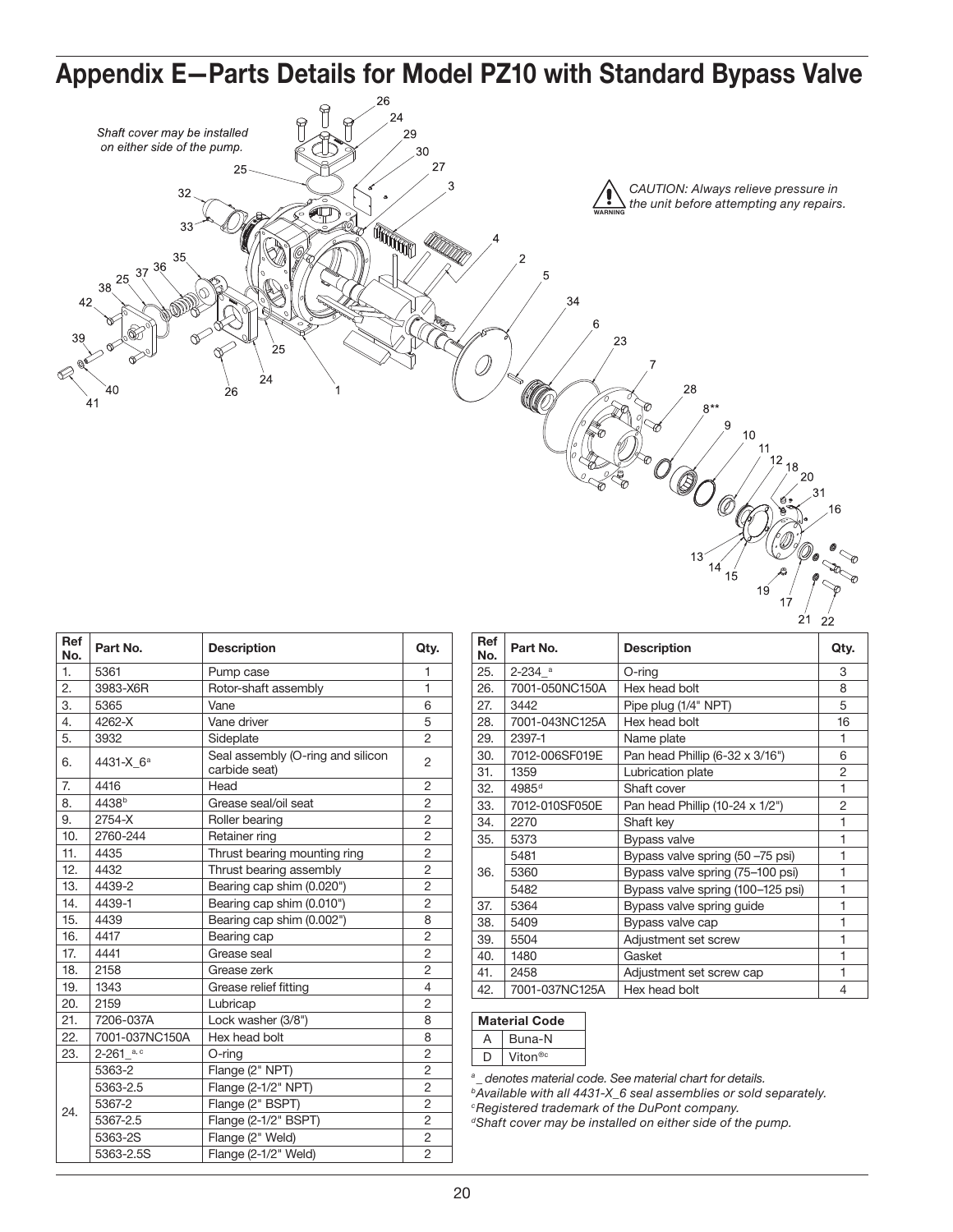# Appendix E—Parts Details for Model PZ10 with Standard Bypass Valve

*Shaft cover may be installed on either side of the pump.*

*CAUTION: Always relieve pressure in the unit before attempting any repairs.*

| Ref No. | Part No. | Description | Qty. |
|---|---|---|---|
| 1. | 5361 | Pump case | 1 |
| 2. | 3983-X6R | Rotor-shaft assembly | 1 |
| 3. | 5365 | Vane | 6 |
| 4. | 4262-X | Vane driver | 5 |
| 5. | 3932 | Sideplate | 2 |
| 6. | 4431-X_6[a] | Seal assembly (O-ring and silicon carbide seat) | 2 |
| 7. | 4416 | Head | 2 |
| 8. | 4438[b] | Grease seal/oil seat | 2 |
| 9. | 2754-X | Roller bearing | 2 |
| 10. | 2760-244 | Retainer ring | 2 |
| 11. | 4435 | Thrust bearing mounting ring | 2 |
| 12. | 4432 | Thrust bearing assembly | 2 |
| 13. | 4439-2 | Bearing cap shim (0.020") | 2 |
| 14. | 4439-1 | Bearing cap shim (0.010") | 2 |
| 15. | 4439 | Bearing cap shim (0.002") | 8 |
| 16. | 4417 | Bearing cap | 2 |
| 17. | 4441 | Grease seal | 2 |
| 18. | 2158 | Grease zerk | 2 |
| 19. | 1343 | Grease relief fitting | 4 |
| 20. | 2159 | Lubricap | 2 |
| 21. | 7206-037A | Lock washer (3/8") | 8 |
| 22. | 7001-037NC150A | Hex head bolt | 8 |
| 23. | 2-261_[a, c] | O-ring | 2 |
| 24. | 5363-2 | Flange (2" NPT) | 2 |
| | 5363-2.5 | Flange (2-1/2" NPT) | 2 |
| | 5367-2 | Flange (2" BSPT) | 2 |
| | 5367-2.5 | Flange (2-1/2" BSPT) | 2 |
| | 5363-2S | Flange (2" Weld) | 2 |
| | 5363-2.5S | Flange (2-1/2" Weld) | 2 |

| Ref No. | Part No. | Description | Qty. |
|---|---|---|---|
| 25. | 2-234_[a] | O-ring | 3 |
| 26. | 7001-050NC150A | Hex head bolt | 8 |
| 27. | 3442 | Pipe plug (1/4" NPT) | 5 |
| 28. | 7001-043NC125A | Hex head bolt | 16 |
| 29. | 2397-1 | Name plate | 1 |
| 30. | 7012-006SF019E | Pan head Phillip (6-32 x 3/16") | 6 |
| 31. | 1359 | Lubrication plate | 2 |
| 32. | 4985[d] | Shaft cover | 1 |
| 33. | 7012-010SF050E | Pan head Phillip (10-24 x 1/2") | 2 |
| 34. | 2270 | Shaft key | 1 |
| 35. | 5373 | Bypass valve | 1 |
| 36. | 5481 | Bypass valve spring (50 –75 psi) | 1 |
| | 5360 | Bypass valve spring (75–100 psi) | 1 |
| | 5482 | Bypass valve spring (100–125 psi) | 1 |
| 37. | 5364 | Bypass valve spring guide | 1 |
| 38. | 5409 | Bypass valve cap | 1 |
| 39. | 5504 | Adjustment set screw | 1 |
| 40. | 1480 | Gasket | 1 |
| 41. | 2458 | Adjustment set screw cap | 1 |
| 42. | 7001-037NC125A | Hex head bolt | 4 |

| Material Code | |
|---|---|
| A | Buna-N |
| D | Viton®[c] |

[a] _ denotes material code. See material chart for details.
[b] Available with all 4431-X_6 seal assemblies or sold separately.
[c] Registered trademark of the DuPont company.
[d] Shaft cover may be installed on either side of the pump.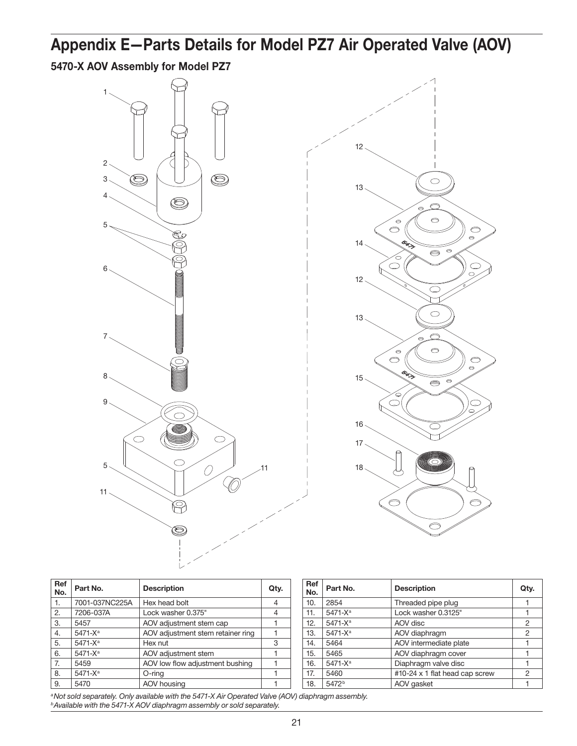# Appendix E—Parts Details for Model PZ7 Air Operated Valve (AOV)

## 5470-X AOV Assembly for Model PZ7

| Ref No. | Part No. | Description | Qty. |
|---|---|---|---|
| 1. | 7001-037NC225A | Hex head bolt | 4 |
| 2. | 7206-037A | Lock washer 0.375" | 4 |
| 3. | 5457 | AOV adjustment stem cap | 1 |
| 4. | 5471-X[a] | AOV adjustment stem retainer ring | 1 |
| 5. | 5471-X[a] | Hex nut | 3 |
| 6. | 5471-X[a] | AOV adjustment stem | 1 |
| 7. | 5459 | AOV low flow adjustment bushing | 1 |
| 8. | 5471-X[a] | O-ring | 1 |
| 9. | 5470 | AOV housing | 1 |

| Ref No. | Part No. | Description | Qty. |
|---|---|---|---|
| 10. | 2854 | Threaded pipe plug | 1 |
| 11. | 5471-X[a] | Lock washer 0.3125" | 1 |
| 12. | 5471-X[a] | AOV disc | 2 |
| 13. | 5471-X[a] | AOV diaphragm | 2 |
| 14. | 5464 | AOV intermediate plate | 1 |
| 15. | 5465 | AOV diaphragm cover | 1 |
| 16. | 5471-X[a] | Diaphragm valve disc | 1 |
| 17. | 5460 | #10-24 x 1 flat head cap screw | 2 |
| 18. | 5472[b] | AOV gasket | 1 |

*[a]Not sold separately. Only available with the 5471-X Air Operated Valve (AOV) diaphragm assembly.*
*[b]Available with the 5471-X AOV diaphragm assembly or sold separately.*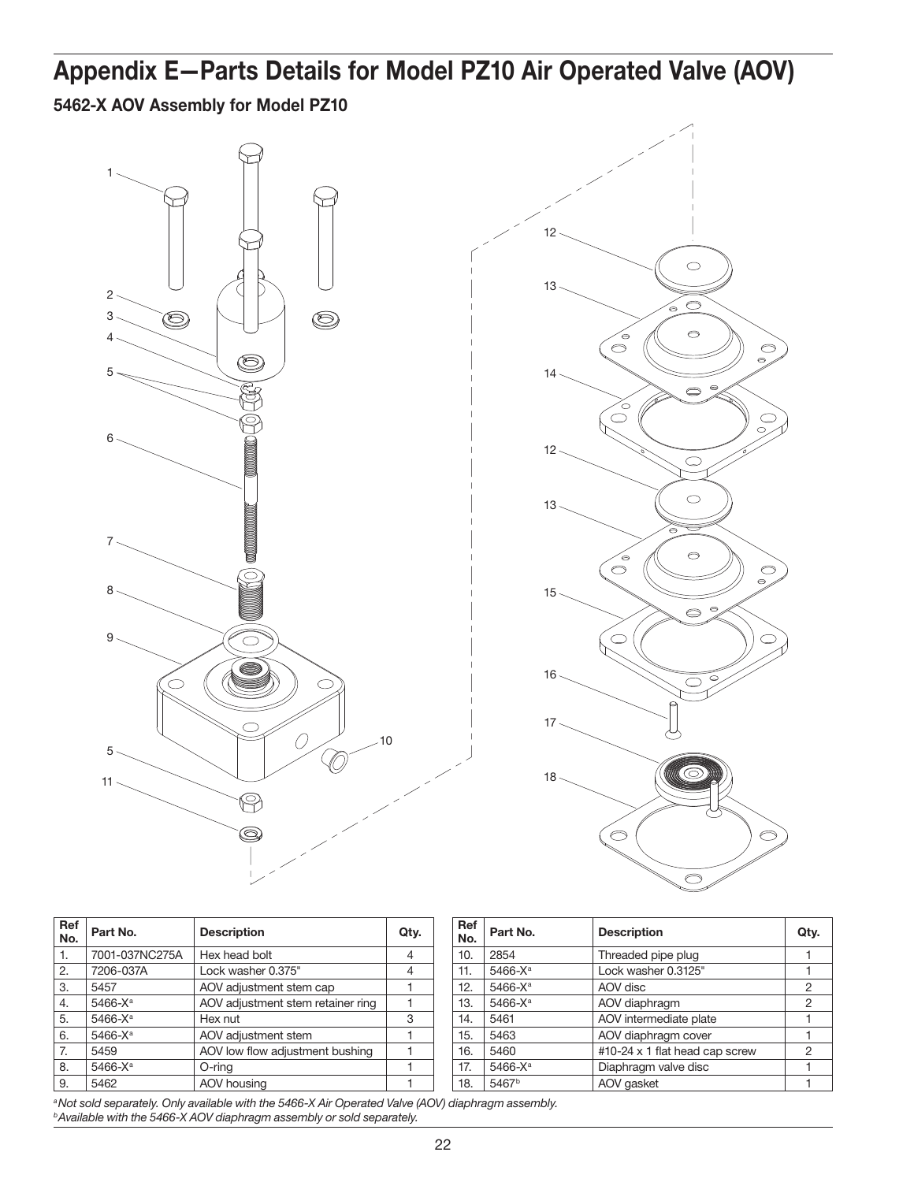# Appendix E—Parts Details for Model PZ10 Air Operated Valve (AOV)

## 5462-X AOV Assembly for Model PZ10

| Ref No. | Part No. | Description | Qty. |
|---|---|---|---|
| 1. | 7001-037NC275A | Hex head bolt | 4 |
| 2. | 7206-037A | Lock washer 0.375" | 4 |
| 3. | 5457 | AOV adjustment stem cap | 1 |
| 4. | 5466-X[a] | AOV adjustment stem retainer ring | 1 |
| 5. | 5466-X[a] | Hex nut | 3 |
| 6. | 5466-X[a] | AOV adjustment stem | 1 |
| 7. | 5459 | AOV low flow adjustment bushing | 1 |
| 8. | 5466-X[a] | O-ring | 1 |
| 9. | 5462 | AOV housing | 1 |
| 10. | 2854 | Threaded pipe plug | 1 |
| 11. | 5466-X[a] | Lock washer 0.3125" | 1 |
| 12. | 5466-X[a] | AOV disc | 2 |
| 13. | 5466-X[a] | AOV diaphragm | 2 |
| 14. | 5461 | AOV intermediate plate | 1 |
| 15. | 5463 | AOV diaphragm cover | 1 |
| 16. | 5460 | #10-24 x 1 flat head cap screw | 2 |
| 17. | 5466-X[a] | Diaphragm valve disc | 1 |
| 18. | 5467[b] | AOV gasket | 1 |

[a]*Not sold separately. Only available with the 5466-X Air Operated Valve (AOV) diaphragm assembly.*

[b]*Available with the 5466-X AOV diaphragm assembly or sold separately.*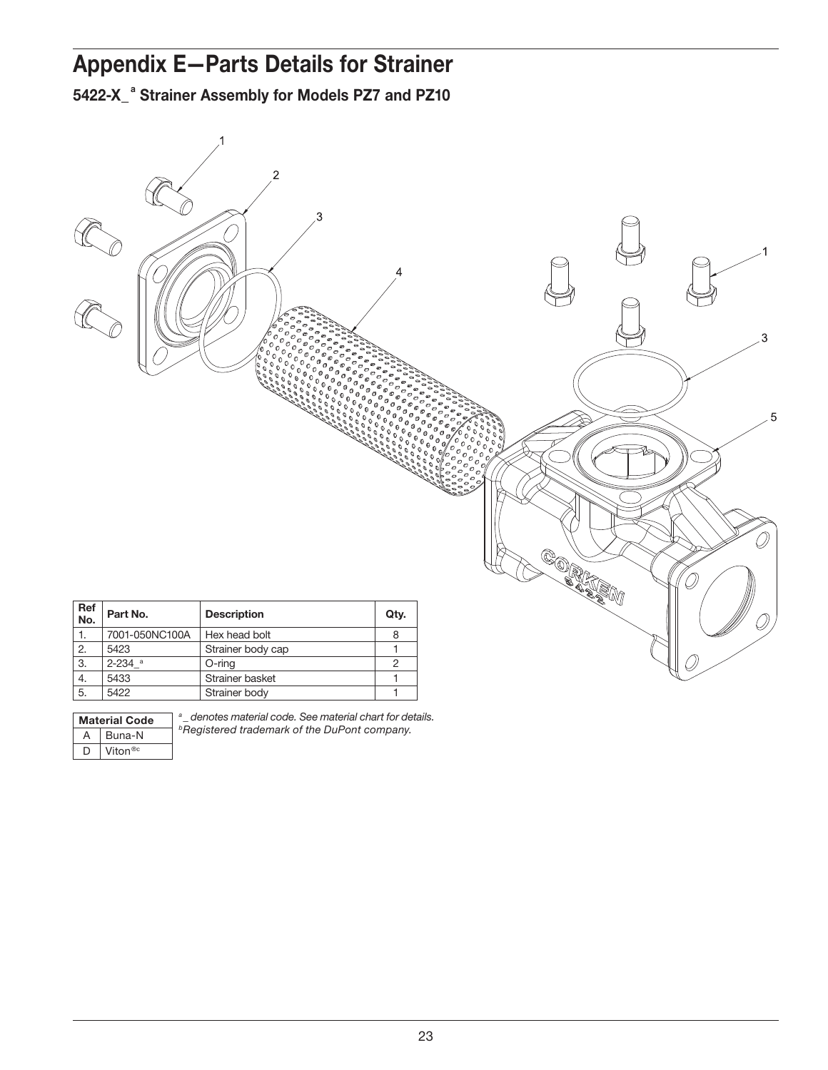# Appendix E—Parts Details for Strainer

## 5422-X_[a] Strainer Assembly for Models PZ7 and PZ10

| Ref No. | Part No. | Description | Qty. |
|---|---|---|---|
| 1. | 7001-050NC100A | Hex head bolt | 8 |
| 2. | 5423 | Strainer body cap | 1 |
| 3. | 2-234_[a] | O-ring | 2 |
| 4. | 5433 | Strainer basket | 1 |
| 5. | 5422 | Strainer body | 1 |

| Material Code | |
|---|---|
| A | Buna-N |
| D | Viton®[c] |

*[a]_ denotes material code. See material chart for details.*
*[b]Registered trademark of the DuPont company.*